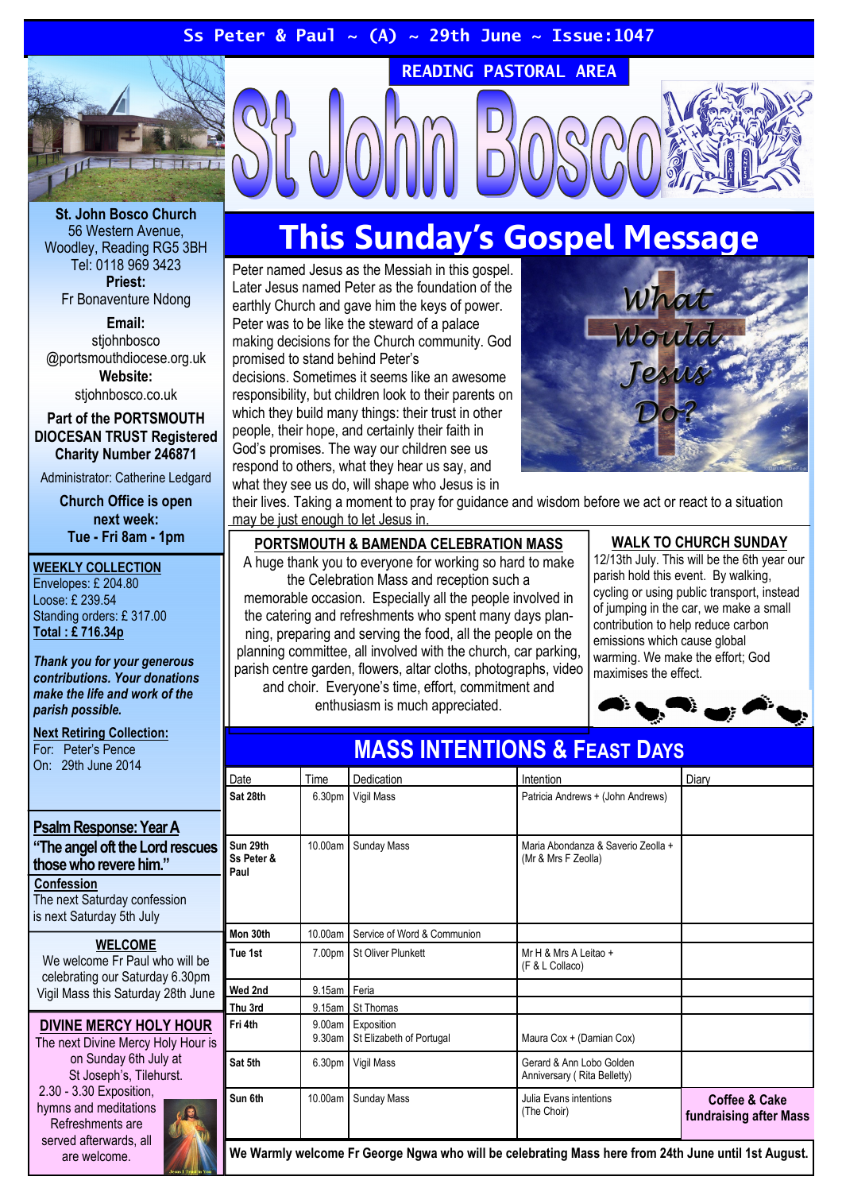Ss Peter & Paul ~ (A) ~ 29th June ~ Issue:1047

READING PASTORAL AREA

# St John Bosco

**St. John Bosco Church**
56 Western Avenue,
Woodley, Reading RG5 3BH
Tel: 0118 969 3423
**Priest:**
Fr Bonaventure Ndong

**Email:**
stjohnbosco
@portsmouthdiocese.org.uk
**Website:**
stjohnbosco.co.uk

**Part of the PORTSMOUTH DIOCESAN TRUST Registered Charity Number 246871**

Administrator: Catherine Ledgard

**Church Office is open next week: Tue - Fri 8am - 1pm**

**WEEKLY COLLECTION**
Envelopes: £ 204.80
Loose: £ 239.54
Standing orders: £ 317.00
**Total : £ 716.34p**

***Thank you for your generous contributions. Your donations make the life and work of the parish possible.***

**Next Retiring Collection:**
For: Peter's Pence
On: 29th June 2014

**Psalm Response: Year A**
**"The angel oft the Lord rescues those who revere him."**

**Confession**
The next Saturday confession is next Saturday 5th July

**WELCOME**
We welcome Fr Paul who will be celebrating our Saturday 6.30pm Vigil Mass this Saturday 28th June

**DIVINE MERCY HOLY HOUR**
The next Divine Mercy Holy Hour is on Sunday 6th July at St Joseph's, Tilehurst.
2.30 - 3.30 Exposition, hymns and meditations
Refreshments are served afterwards, all are welcome.

## This Sunday's Gospel Message

Peter named Jesus as the Messiah in this gospel. Later Jesus named Peter as the foundation of the earthly Church and gave him the keys of power. Peter was to be like the steward of a palace making decisions for the Church community. God promised to stand behind Peter's decisions. Sometimes it seems like an awesome responsibility, but children look to their parents on which they build many things: their trust in other people, their hope, and certainly their faith in God's promises. The way our children see us respond to others, what they hear us say, and what they see us do, will shape who Jesus is in their lives. Taking a moment to pray for guidance and wisdom before we act or react to a situation may be just enough to let Jesus in.

What Would Jesus Do?

### PORTSMOUTH & BAMENDA CELEBRATION MASS

A huge thank you to everyone for working so hard to make the Celebration Mass and reception such a memorable occasion. Especially all the people involved in the catering and refreshments who spent many days planning, preparing and serving the food, all the people on the planning committee, all involved with the church, car parking, parish centre garden, flowers, altar cloths, photographs, video and choir. Everyone's time, effort, commitment and enthusiasm is much appreciated.

### WALK TO CHURCH SUNDAY

12/13th July. This will be the 6th year our parish hold this event. By walking, cycling or using public transport, instead of jumping in the car, we make a small contribution to help reduce carbon emissions which cause global warming. We make the effort; God maximises the effect.

## MASS INTENTIONS & FEAST DAYS

| Date | Time | Dedication | Intention | Diary |
|---|---|---|---|---|
| **Sat 28th** | 6.30pm | Vigil Mass | Patricia Andrews + (John Andrews) | |
| **Sun 29th Ss Peter & Paul** | 10.00am | Sunday Mass | Maria Abondanza & Saverio Zeolla + (Mr & Mrs F Zeolla) | |
| **Mon 30th** | 10.00am | Service of Word & Communion | | |
| **Tue 1st** | 7.00pm | St Oliver Plunkett | Mr H & Mrs A Leitao + (F & L Collaco) | |
| **Wed 2nd** | 9.15am | Feria | | |
| **Thu 3rd** | 9.15am | St Thomas | | |
| **Fri 4th** | 9.00am 9.30am | Exposition St Elizabeth of Portugal | Maura Cox + (Damian Cox) | |
| **Sat 5th** | 6.30pm | Vigil Mass | Gerard & Ann Lobo Golden Anniversary ( Rita Belletty) | |
| **Sun 6th** | 10.00am | Sunday Mass | Julia Evans intentions (The Choir) | **Coffee & Cake fundraising after Mass** |

**We Warmly welcome Fr George Ngwa who will be celebrating Mass here from 24th June until 1st August.**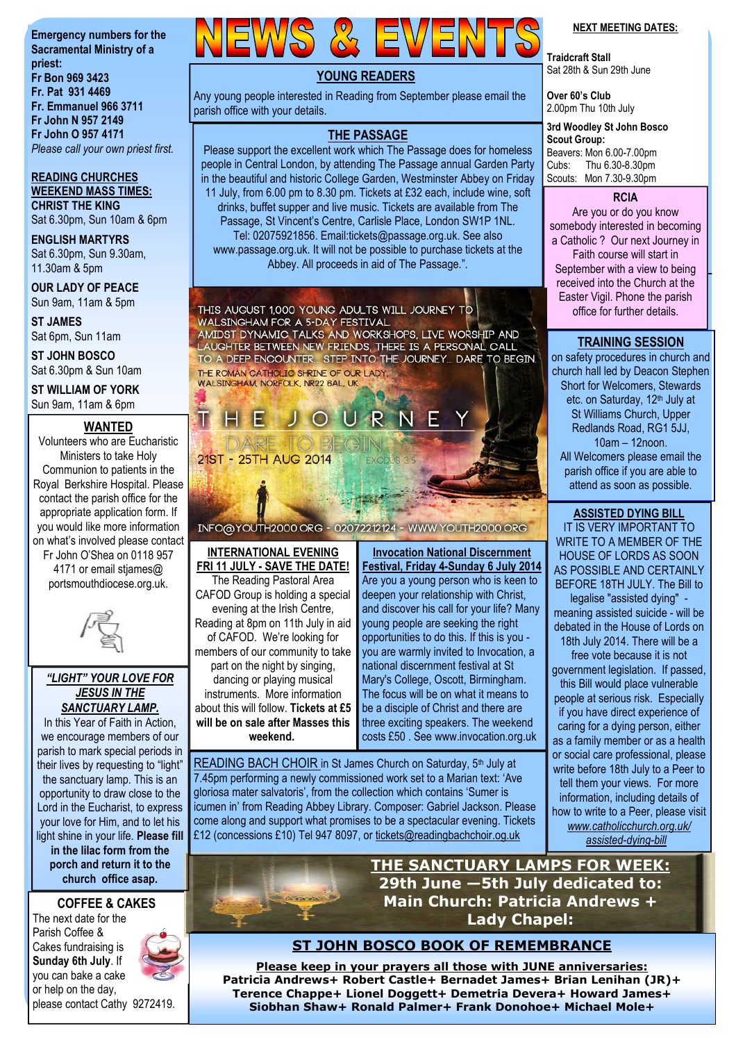**Emergency numbers for the Sacramental Ministry of a priest:**
**Fr Bon 969 3423**
**Fr. Pat 931 4469**
**Fr. Emmanuel 966 3711**
**Fr John N 957 2149**
**Fr John O 957 4171**
*Please call your own priest first.*

**READING CHURCHES WEEKEND MASS TIMES:**

**CHRIST THE KING**
Sat 6.30pm, Sun 10am & 6pm

**ENGLISH MARTYRS**
Sat 6.30pm, Sun 9.30am, 11.30am & 5pm

**OUR LADY OF PEACE**
Sun 9am, 11am & 5pm

**ST JAMES**
Sat 6pm, Sun 11am

**ST JOHN BOSCO**
Sat 6.30pm & Sun 10am

**ST WILLIAM OF YORK**
Sun 9am, 11am & 6pm

## WANTED

Volunteers who are Eucharistic Ministers to take Holy Communion to patients in the Royal Berkshire Hospital. Please contact the parish office for the appropriate application form. If you would like more information on what's involved please contact Fr John O'Shea on 0118 957 4171 or email stjames@ portsmouthdiocese.org.uk.

## *"LIGHT" YOUR LOVE FOR JESUS IN THE SANCTUARY LAMP.*

In this Year of Faith in Action, we encourage members of our parish to mark special periods in their lives by requesting to "light" the sanctuary lamp. This is an opportunity to draw close to the Lord in the Eucharist, to express your love for Him, and to let his light shine in your life. **Please fill in the lilac form from the porch and return it to the church office asap.**

## COFFEE & CAKES

The next date for the Parish Coffee & Cakes fundraising is **Sunday 6th July**. If you can bake a cake or help on the day, please contact Cathy 9272419.

# NEWS & EVENTS

## YOUNG READERS

Any young people interested in Reading from September please email the parish office with your details.

## THE PASSAGE

Please support the excellent work which The Passage does for homeless people in Central London, by attending The Passage annual Garden Party in the beautiful and historic College Garden, Westminster Abbey on Friday 11 July, from 6.00 pm to 8.30 pm. Tickets at £32 each, include wine, soft drinks, buffet supper and live music. Tickets are available from The Passage, St Vincent's Centre, Carlisle Place, London SW1P 1NL. Tel: 02075921856. Email:tickets@passage.org.uk. See also www.passage.org.uk. It will not be possible to purchase tickets at the Abbey. All proceeds in aid of The Passage.".

THIS AUGUST 1,000 YOUNG ADULTS WILL JOURNEY TO WALSINGHAM FOR A 5-DAY FESTIVAL.
AMIDST DYNAMIC TALKS AND WORKSHOPS, LIVE WORSHIP AND LAUGHTER BETWEEN NEW FRIENDS, THERE IS A PERSONAL CALL TO A DEEP ENCOUNTER... STEP INTO THE JOURNEY... DARE TO BEGIN.
THE ROMAN CATHOLIC SHRINE OF OUR LADY, WALSINGHAM, NORFOLK, NR22 6AL, UK

THE JOURNEY
DARE TO BEGIN
21ST - 25TH AUG 2014
EXODUS 3:5

INFO@YOUTH2000.ORG - 02072221224 - WWW.YOUTH2000.ORG

## INTERNATIONAL EVENING
## FRI 11 JULY - SAVE THE DATE!

The Reading Pastoral Area CAFOD Group is holding a special evening at the Irish Centre, Reading at 8pm on 11th July in aid of CAFOD. We're looking for members of our community to take part on the night by singing, dancing or playing musical instruments. More information about this will follow. **Tickets at £5 will be on sale after Masses this weekend.**

## Invocation National Discernment Festival, Friday 4-Sunday 6 July 2014

Are you a young person who is keen to deepen your relationship with Christ, and discover his call for your life? Many young people are seeking the right opportunities to do this. If this is you - you are warmly invited to Invocation, a national discernment festival at St Mary's College, Oscott, Birmingham. The focus will be on what it means to be a disciple of Christ and there are three exciting speakers. The weekend costs £50 . See www.invocation.org.uk

READING BACH CHOIR in St James Church on Saturday, 5th July at 7.45pm performing a newly commissioned work set to a Marian text: 'Ave gloriosa mater salvatoris', from the collection which contains 'Sumer is icumen in' from Reading Abbey Library. Composer: Gabriel Jackson. Please come along and support what promises to be a spectacular evening. Tickets £12 (concessions £10) Tel 947 8097, or tickets@readingbachchoir.og.uk

**NEXT MEETING DATES:**

**Traidcraft Stall**
Sat 28th & Sun 29th June

**Over 60's Club**
2.00pm Thu 10th July

**3rd Woodley St John Bosco Scout Group:**
Beavers: Mon 6.00-7.00pm
Cubs: Thu 6.30-8.30pm
Scouts: Mon 7.30-9.30pm

## RCIA

Are you or do you know somebody interested in becoming a Catholic ? Our next Journey in Faith course will start in September with a view to being received into the Church at the Easter Vigil. Phone the parish office for further details.

## TRAINING SESSION

on safety procedures in church and church hall led by Deacon Stephen Short for Welcomers, Stewards etc. on Saturday, 12th July at St Williams Church, Upper Redlands Road, RG1 5JJ, 10am – 12noon.
All Welcomers please email the parish office if you are able to attend as soon as possible.

## ASSISTED DYING BILL

IT IS VERY IMPORTANT TO WRITE TO A MEMBER OF THE HOUSE OF LORDS AS SOON AS POSSIBLE AND CERTAINLY BEFORE 18TH JULY. The Bill to legalise "assisted dying" - meaning assisted suicide - will be debated in the House of Lords on 18th July 2014. There will be a free vote because it is not government legislation. If passed, this Bill would place vulnerable people at serious risk. Especially if you have direct experience of caring for a dying person, either as a family member or as a health or social care professional, please write before 18th July to a Peer to tell them your views. For more information, including details of how to write to a Peer, please visit *www.catholicchurch.org.uk/assisted-dying-bill*

## THE SANCTUARY LAMPS FOR WEEK:
**29th June —5th July dedicated to:**
**Main Church: Patricia Andrews +**
**Lady Chapel:**

## ST JOHN BOSCO BOOK OF REMEMBRANCE

**Please keep in your prayers all those with JUNE anniversaries:**
**Patricia Andrews+ Robert Castle+ Bernadet James+ Brian Lenihan (JR)+ Terence Chappe+ Lionel Doggett+ Demetria Devera+ Howard James+ Siobhan Shaw+ Ronald Palmer+ Frank Donohoe+ Michael Mole+**